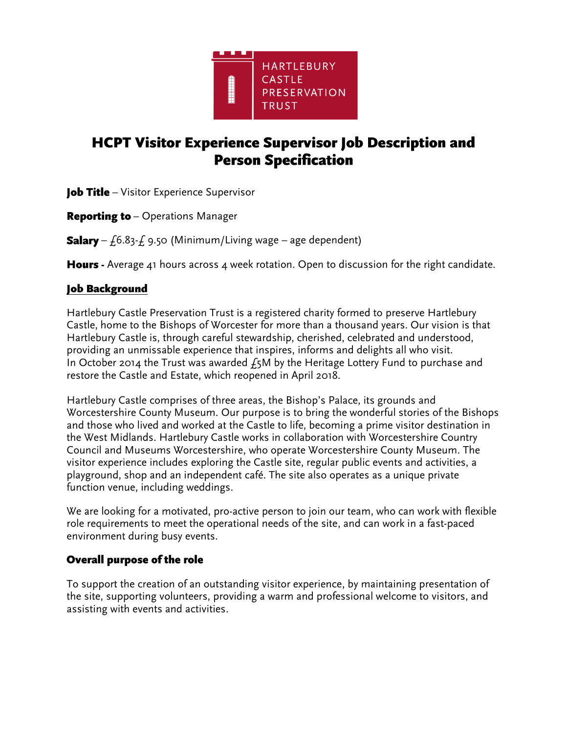HARTLEBURY CASTLE PRESERVATION TRUST

# HCPT Visitor Experience Supervisor Job Description and Person Specification

**Job Title** – Visitor Experience Supervisor

**Reporting to** – Operations Manager

**Salary** – £6.83-£ 9.50 (Minimum/Living wage – age dependent)

**Hours -** Average 41 hours across 4 week rotation. Open to discussion for the right candidate.

## Job Background

Hartlebury Castle Preservation Trust is a registered charity formed to preserve Hartlebury Castle, home to the Bishops of Worcester for more than a thousand years. Our vision is that Hartlebury Castle is, through careful stewardship, cherished, celebrated and understood, providing an unmissable experience that inspires, informs and delights all who visit. In October 2014 the Trust was awarded £5M by the Heritage Lottery Fund to purchase and restore the Castle and Estate, which reopened in April 2018.

Hartlebury Castle comprises of three areas, the Bishop's Palace, its grounds and Worcestershire County Museum. Our purpose is to bring the wonderful stories of the Bishops and those who lived and worked at the Castle to life, becoming a prime visitor destination in the West Midlands. Hartlebury Castle works in collaboration with Worcestershire Country Council and Museums Worcestershire, who operate Worcestershire County Museum. The visitor experience includes exploring the Castle site, regular public events and activities, a playground, shop and an independent café. The site also operates as a unique private function venue, including weddings.

We are looking for a motivated, pro-active person to join our team, who can work with flexible role requirements to meet the operational needs of the site, and can work in a fast-paced environment during busy events.

## Overall purpose of the role

To support the creation of an outstanding visitor experience, by maintaining presentation of the site, supporting volunteers, providing a warm and professional welcome to visitors, and assisting with events and activities.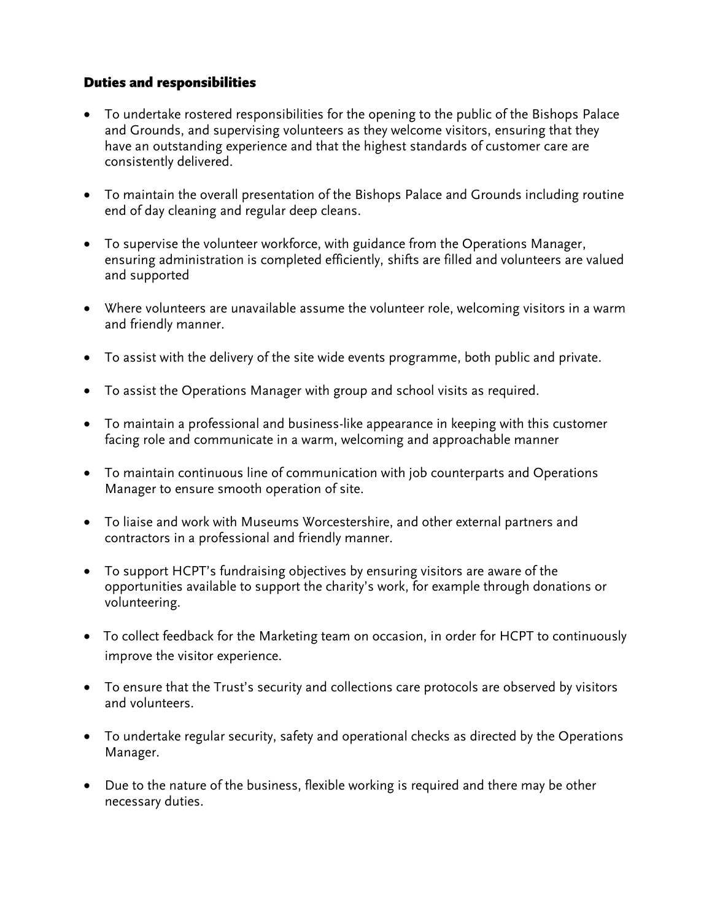## Duties and responsibilities

- To undertake rostered responsibilities for the opening to the public of the Bishops Palace and Grounds, and supervising volunteers as they welcome visitors, ensuring that they have an outstanding experience and that the highest standards of customer care are consistently delivered.

- To maintain the overall presentation of the Bishops Palace and Grounds including routine end of day cleaning and regular deep cleans.

- To supervise the volunteer workforce, with guidance from the Operations Manager, ensuring administration is completed efficiently, shifts are filled and volunteers are valued and supported

- Where volunteers are unavailable assume the volunteer role, welcoming visitors in a warm and friendly manner.

- To assist with the delivery of the site wide events programme, both public and private.

- To assist the Operations Manager with group and school visits as required.

- To maintain a professional and business-like appearance in keeping with this customer facing role and communicate in a warm, welcoming and approachable manner

- To maintain continuous line of communication with job counterparts and Operations Manager to ensure smooth operation of site.

- To liaise and work with Museums Worcestershire, and other external partners and contractors in a professional and friendly manner.

- To support HCPT's fundraising objectives by ensuring visitors are aware of the opportunities available to support the charity's work, for example through donations or volunteering.

- To collect feedback for the Marketing team on occasion, in order for HCPT to continuously improve the visitor experience.

- To ensure that the Trust's security and collections care protocols are observed by visitors and volunteers.

- To undertake regular security, safety and operational checks as directed by the Operations Manager.

- Due to the nature of the business, flexible working is required and there may be other necessary duties.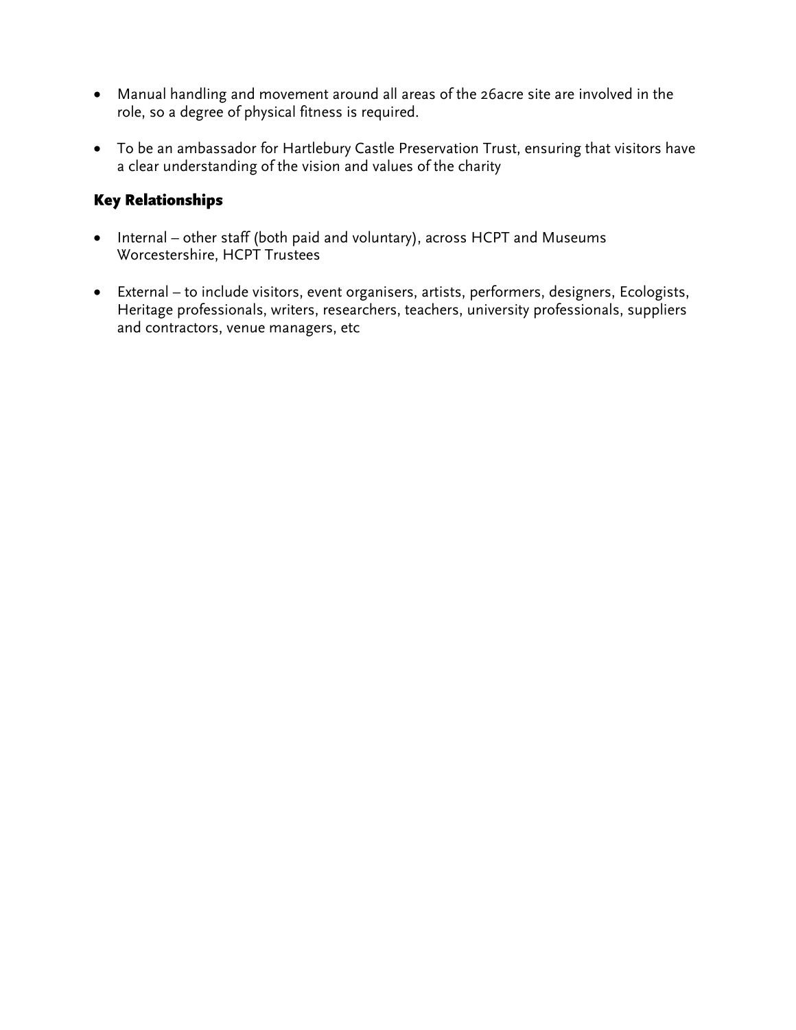- Manual handling and movement around all areas of the 26acre site are involved in the role, so a degree of physical fitness is required.

- To be an ambassador for Hartlebury Castle Preservation Trust, ensuring that visitors have a clear understanding of the vision and values of the charity

## Key Relationships

- Internal – other staff (both paid and voluntary), across HCPT and Museums Worcestershire, HCPT Trustees

- External – to include visitors, event organisers, artists, performers, designers, Ecologists, Heritage professionals, writers, researchers, teachers, university professionals, suppliers and contractors, venue managers, etc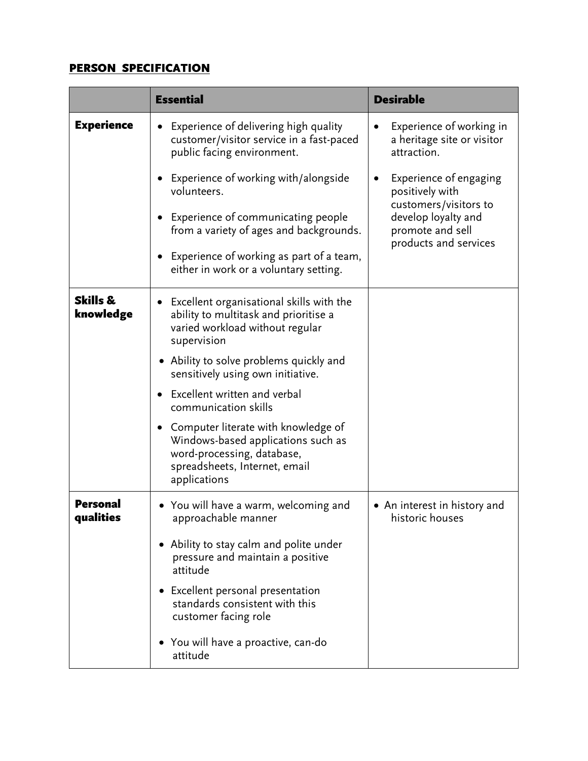**PERSON SPECIFICATION**

| | **Essential** | **Desirable** |
|---|---|---|
| **Experience** | • Experience of delivering high quality customer/visitor service in a fast-paced public facing environment.<br>• Experience of working with/alongside volunteers.<br>• Experience of communicating people from a variety of ages and backgrounds.<br>• Experience of working as part of a team, either in work or a voluntary setting. | • Experience of working in a heritage site or visitor attraction.<br>• Experience of engaging positively with customers/visitors to develop loyalty and promote and sell products and services |
| **Skills & knowledge** | • Excellent organisational skills with the ability to multitask and prioritise a varied workload without regular supervision<br>• Ability to solve problems quickly and sensitively using own initiative.<br>• Excellent written and verbal communication skills<br>• Computer literate with knowledge of Windows-based applications such as word-processing, database, spreadsheets, Internet, email applications | |
| **Personal qualities** | • You will have a warm, welcoming and approachable manner<br>• Ability to stay calm and polite under pressure and maintain a positive attitude<br>• Excellent personal presentation standards consistent with this customer facing role<br>• You will have a proactive, can-do attitude | • An interest in history and historic houses |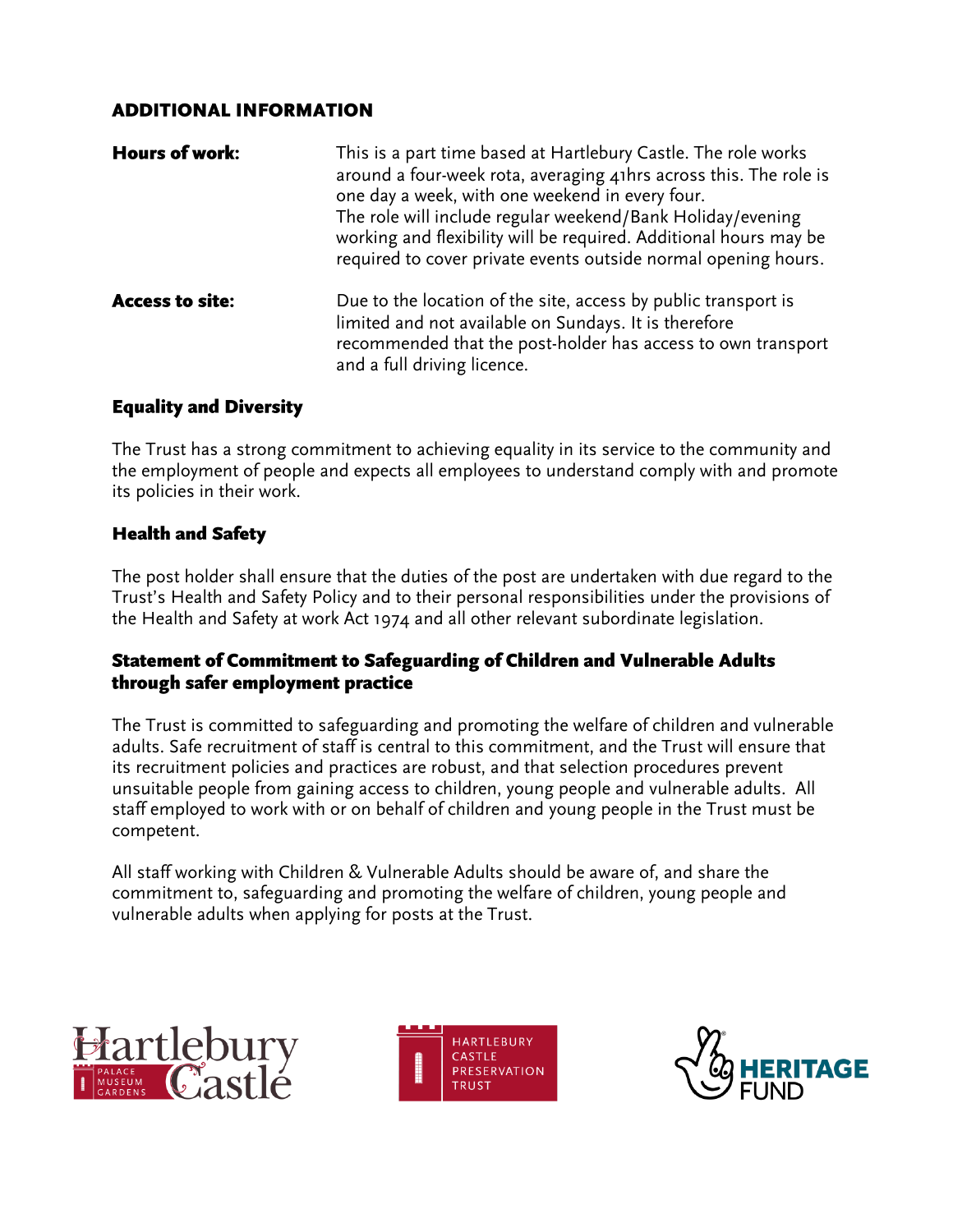## ADDITIONAL INFORMATION

| | |
|---|---|
| **Hours of work:** | This is a part time based at Hartlebury Castle. The role works around a four-week rota, averaging 41hrs across this. The role is one day a week, with one weekend in every four. The role will include regular weekend/Bank Holiday/evening working and flexibility will be required. Additional hours may be required to cover private events outside normal opening hours. |
| **Access to site:** | Due to the location of the site, access by public transport is limited and not available on Sundays. It is therefore recommended that the post-holder has access to own transport and a full driving licence. |

### Equality and Diversity

The Trust has a strong commitment to achieving equality in its service to the community and the employment of people and expects all employees to understand comply with and promote its policies in their work.

### Health and Safety

The post holder shall ensure that the duties of the post are undertaken with due regard to the Trust's Health and Safety Policy and to their personal responsibilities under the provisions of the Health and Safety at work Act 1974 and all other relevant subordinate legislation.

### Statement of Commitment to Safeguarding of Children and Vulnerable Adults through safer employment practice

The Trust is committed to safeguarding and promoting the welfare of children and vulnerable adults. Safe recruitment of staff is central to this commitment, and the Trust will ensure that its recruitment policies and practices are robust, and that selection procedures prevent unsuitable people from gaining access to children, young people and vulnerable adults. All staff employed to work with or on behalf of children and young people in the Trust must be competent.

All staff working with Children & Vulnerable Adults should be aware of, and share the commitment to, safeguarding and promoting the welfare of children, young people and vulnerable adults when applying for posts at the Trust.

Hartlebury Castle PALACE MUSEUM GARDENS

HARTLEBURY CASTLE PRESERVATION TRUST

HERITAGE FUND